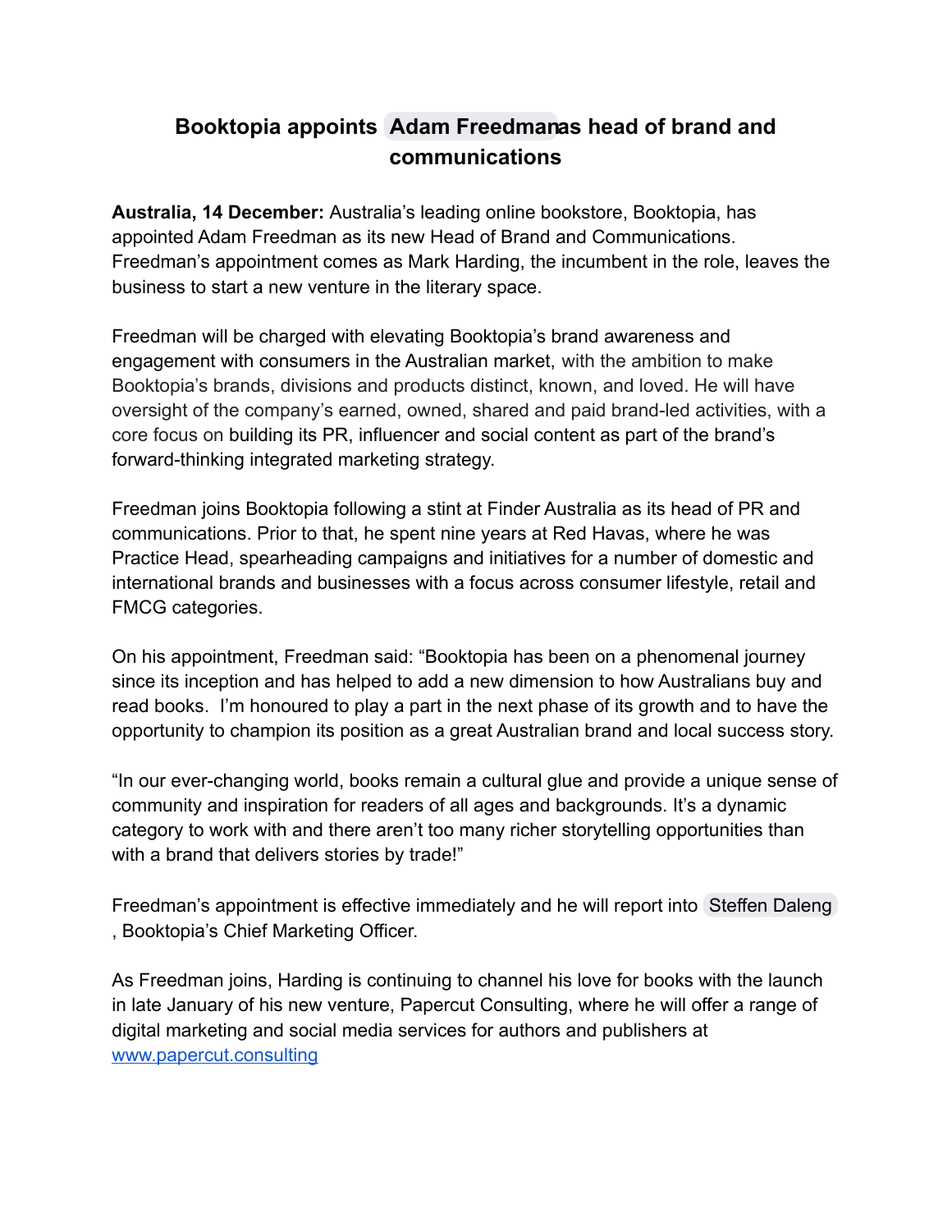# Booktopia appoints Adam Freedman as head of brand and communications

**Australia, 14 December:** Australia's leading online bookstore, Booktopia, has appointed Adam Freedman as its new Head of Brand and Communications. Freedman's appointment comes as Mark Harding, the incumbent in the role, leaves the business to start a new venture in the literary space.

Freedman will be charged with elevating Booktopia's brand awareness and engagement with consumers in the Australian market, with the ambition to make Booktopia's brands, divisions and products distinct, known, and loved. He will have oversight of the company's earned, owned, shared and paid brand-led activities, with a core focus on building its PR, influencer and social content as part of the brand's forward-thinking integrated marketing strategy.

Freedman joins Booktopia following a stint at Finder Australia as its head of PR and communications. Prior to that, he spent nine years at Red Havas, where he was Practice Head, spearheading campaigns and initiatives for a number of domestic and international brands and businesses with a focus across consumer lifestyle, retail and FMCG categories.

On his appointment, Freedman said: "Booktopia has been on a phenomenal journey since its inception and has helped to add a new dimension to how Australians buy and read books.  I'm honoured to play a part in the next phase of its growth and to have the opportunity to champion its position as a great Australian brand and local success story.

"In our ever-changing world, books remain a cultural glue and provide a unique sense of community and inspiration for readers of all ages and backgrounds. It's a dynamic category to work with and there aren't too many richer storytelling opportunities than with a brand that delivers stories by trade!"

Freedman's appointment is effective immediately and he will report into Steffen Daleng, Booktopia's Chief Marketing Officer.

As Freedman joins, Harding is continuing to channel his love for books with the launch in late January of his new venture, Papercut Consulting, where he will offer a range of digital marketing and social media services for authors and publishers at www.papercut.consulting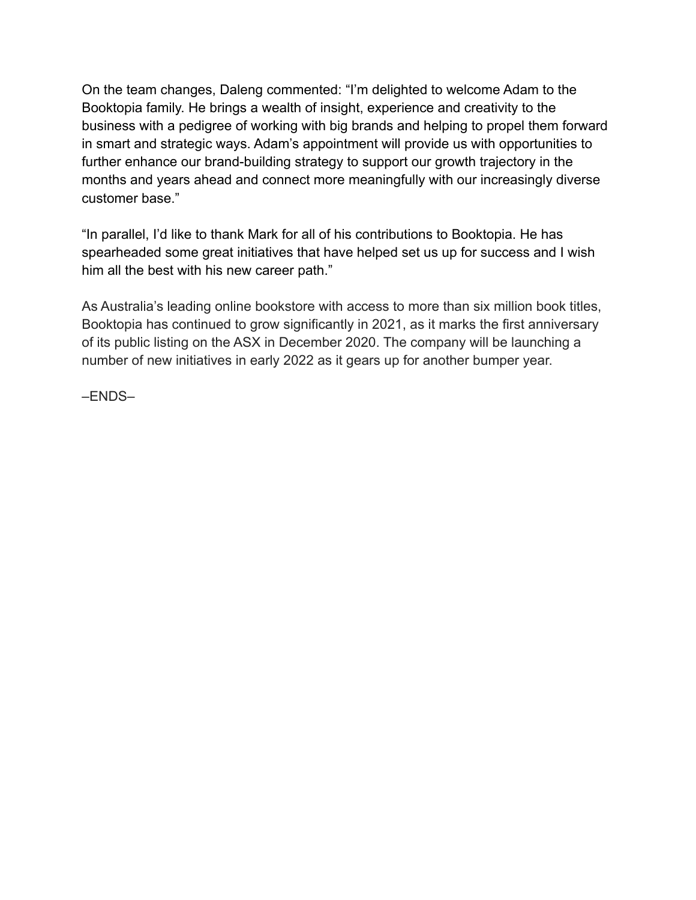On the team changes, Daleng commented: “I’m delighted to welcome Adam to the Booktopia family. He brings a wealth of insight, experience and creativity to the business with a pedigree of working with big brands and helping to propel them forward in smart and strategic ways. Adam’s appointment will provide us with opportunities to further enhance our brand-building strategy to support our growth trajectory in the months and years ahead and connect more meaningfully with our increasingly diverse customer base.”

“In parallel, I’d like to thank Mark for all of his contributions to Booktopia. He has spearheaded some great initiatives that have helped set us up for success and I wish him all the best with his new career path.”

As Australia’s leading online bookstore with access to more than six million book titles, Booktopia has continued to grow significantly in 2021, as it marks the first anniversary of its public listing on the ASX in December 2020. The company will be launching a number of new initiatives in early 2022 as it gears up for another bumper year.

–ENDS–